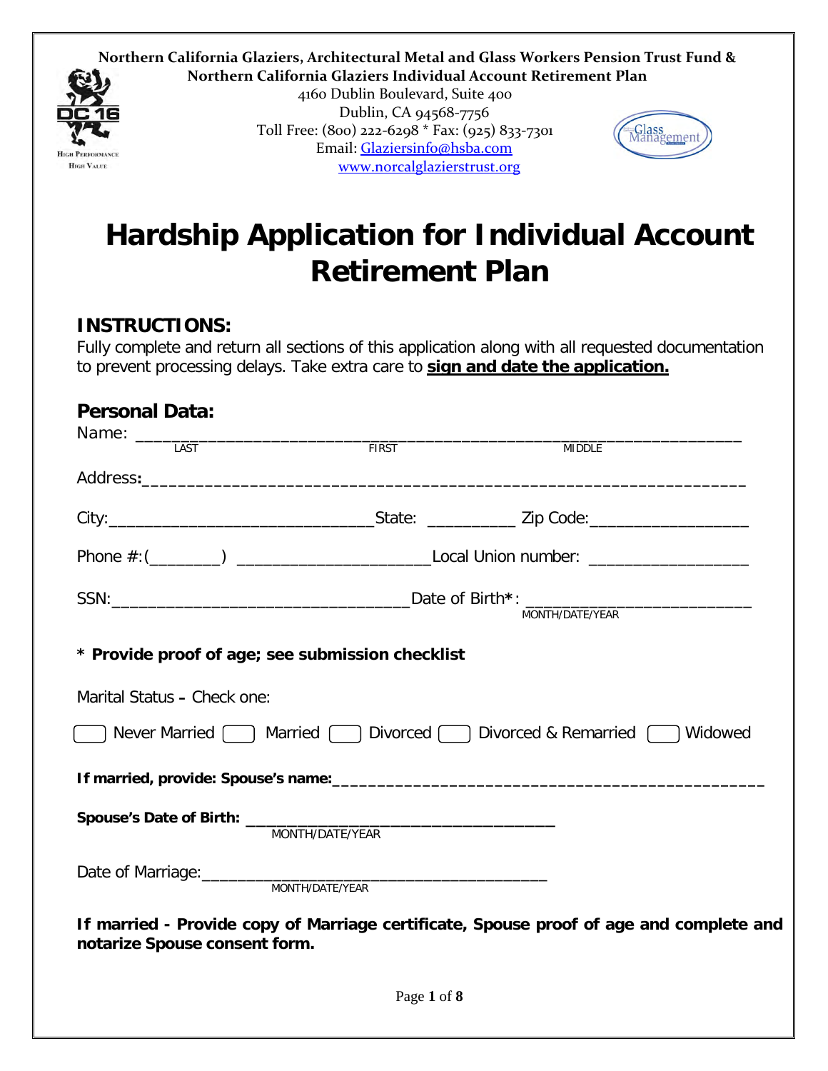**Northern California Glaziers, Architectural Metal and Glass Workers Pension Trust Fund & Northern California Glaziers Individual Account Retirement Plan**

4160 Dublin Boulevard, Suite 400
Dublin, CA 94568-7756
Toll Free: (800) 222-6298 * Fax: (925) 833-7301
Email: Glaziersinfo@hsba.com
www.norcalglazierstrust.org

# Hardship Application for Individual Account Retirement Plan

## INSTRUCTIONS:

Fully complete and return all sections of this application along with all requested documentation to prevent processing delays. Take extra care to **sign and date the application.**

## Personal Data:

Name: ______________________________________________________________
LAST FIRST MIDDLE

Address: ______________________________________________________________

City: ____________________________ State: __________ Zip Code: _________________

Phone #: (________) _____________________ Local Union number: _________________

SSN: _______________________________ Date of Birth*: ________________________
MONTH/DATE/YEAR

**\* Provide proof of age; see submission checklist**

Marital Status – Check one:

☐ Never Married ☐ Married ☐ Divorced ☐ Divorced & Remarried ☐ Widowed

**If married, provide: Spouse's name:** ____________________________________________

**Spouse's Date of Birth:** _________________________________
MONTH/DATE/YEAR

Date of Marriage: _____________________________________
MONTH/DATE/YEAR

**If married - Provide copy of Marriage certificate, Spouse proof of age and complete and notarize Spouse consent form.**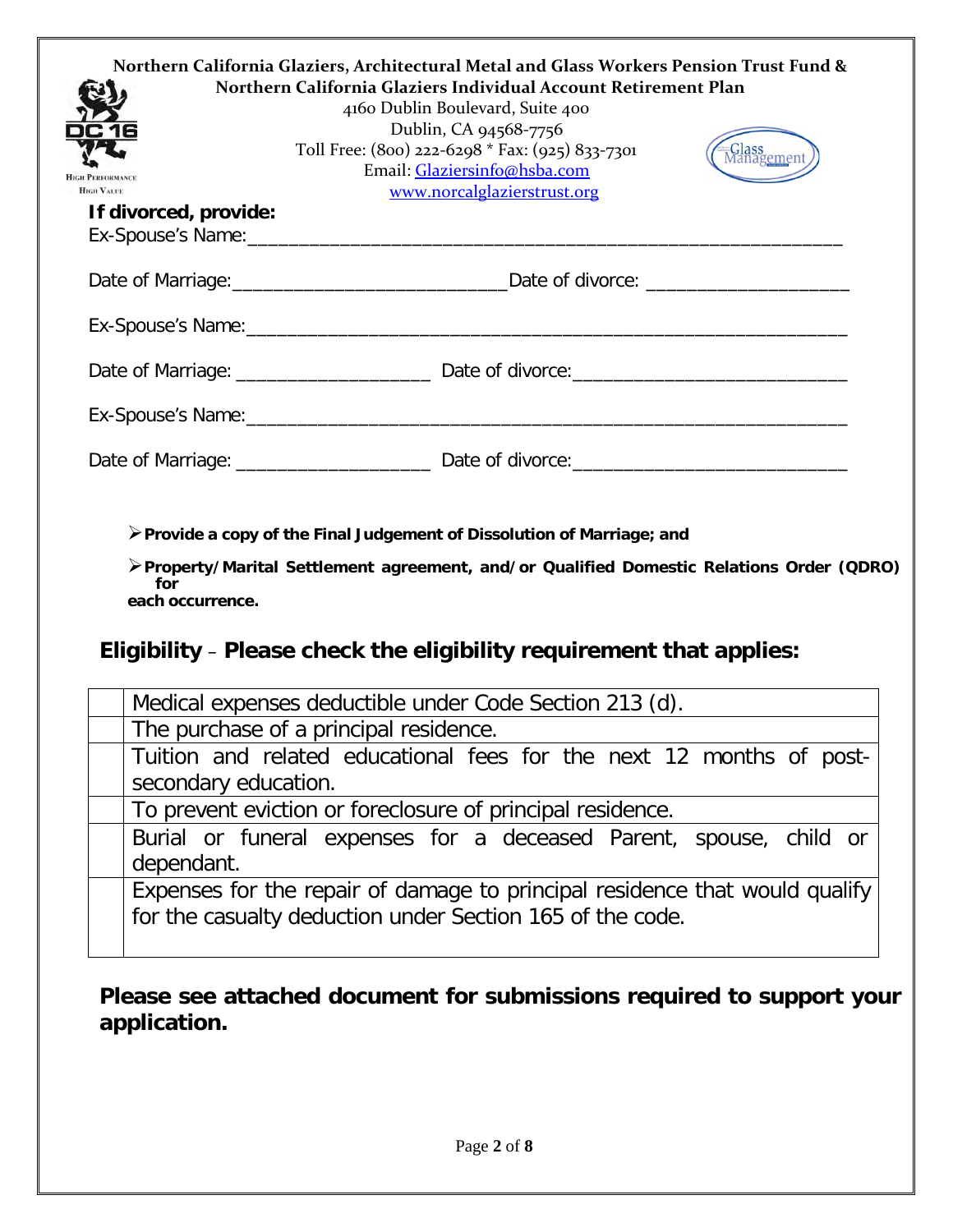Northern California Glaziers, Architectural Metal and Glass Workers Pension Trust Fund &
Northern California Glaziers Individual Account Retirement Plan
4160 Dublin Boulevard, Suite 400
Dublin, CA 94568-7756
Toll Free: (800) 222-6298 * Fax: (925) 833-7301
Email: Glaziersinfo@hsba.com
www.norcalglazierstrust.org

**If divorced, provide:**

Ex-Spouse's Name:_______________________________________________________________

Date of Marriage:_________________________ Date of divorce: ___________________

Ex-Spouse's Name:_______________________________________________________________

Date of Marriage: ___________________ Date of divorce:__________________________

Ex-Spouse's Name:_______________________________________________________________

Date of Marriage: ___________________ Date of divorce:__________________________

- **Provide a copy of the Final Judgement of Dissolution of Marriage; and**
- **Property/Marital Settlement agreement, and/or Qualified Domestic Relations Order (QDRO) for each occurrence.**

## Eligibility – Please check the eligibility requirement that applies:

| | |
|---|---|
| | Medical expenses deductible under Code Section 213 (d). |
| | The purchase of a principal residence. |
| | Tuition and related educational fees for the next 12 months of post-secondary education. |
| | To prevent eviction or foreclosure of principal residence. |
| | Burial or funeral expenses for a deceased Parent, spouse, child or dependant. |
| | Expenses for the repair of damage to principal residence that would qualify for the casualty deduction under Section 165 of the code. |

**Please see attached document for submissions required to support your application.**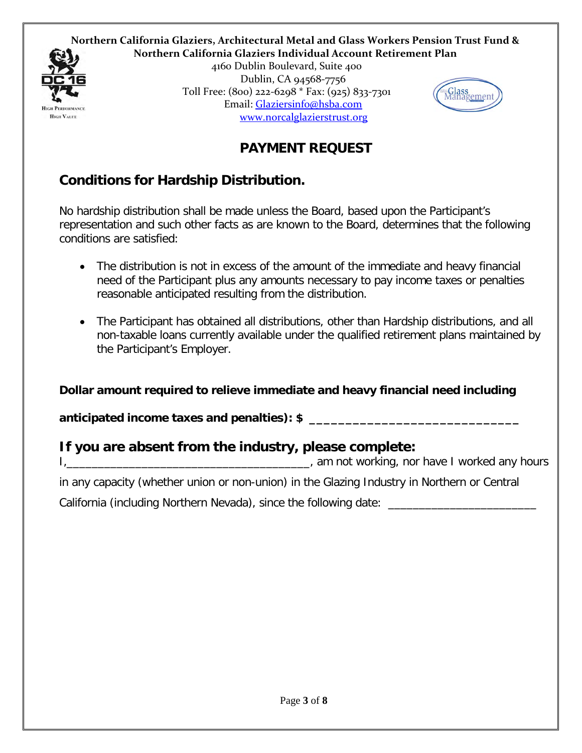**Northern California Glaziers, Architectural Metal and Glass Workers Pension Trust Fund &**
**Northern California Glaziers Individual Account Retirement Plan**

4160 Dublin Boulevard, Suite 400
Dublin, CA 94568-7756
Toll Free: (800) 222-6298 * Fax: (925) 833-7301
Email: Glaziersinfo@hsba.com
www.norcalglazierstrust.org

# PAYMENT REQUEST

## Conditions for Hardship Distribution.

No hardship distribution shall be made unless the Board, based upon the Participant's representation and such other facts as are known to the Board, determines that the following conditions are satisfied:

- The distribution is not in excess of the amount of the immediate and heavy financial need of the Participant plus any amounts necessary to pay income taxes or penalties reasonable anticipated resulting from the distribution.
- The Participant has obtained all distributions, other than Hardship distributions, and all non-taxable loans currently available under the qualified retirement plans maintained by the Participant's Employer.

**Dollar amount required to relieve immediate and heavy financial need including anticipated income taxes and penalties): $ _____________________________**

## If you are absent from the industry, please complete:

I,_____________________________________, am not working, nor have I worked any hours in any capacity (whether union or non-union) in the Glazing Industry in Northern or Central California (including Northern Nevada), since the following date: _______________________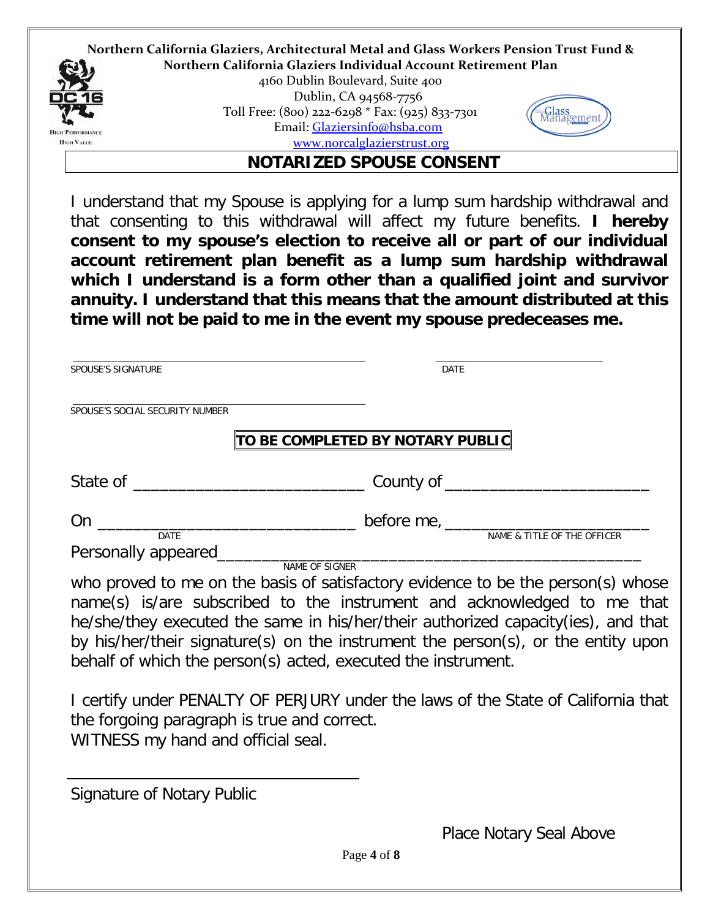**Northern California Glaziers, Architectural Metal and Glass Workers Pension Trust Fund &**
**Northern California Glaziers Individual Account Retirement Plan**

4160 Dublin Boulevard, Suite 400
Dublin, CA 94568-7756
Toll Free: (800) 222-6298 * Fax: (925) 833-7301
Email: Glaziersinfo@hsba.com
www.norcalglazierstrust.org

## NOTARIZED SPOUSE CONSENT

I understand that my Spouse is applying for a lump sum hardship withdrawal and that consenting to this withdrawal will affect my future benefits. **I hereby consent to my spouse's election to receive all or part of our individual account retirement plan benefit as a lump sum hardship withdrawal which I understand is a form other than a qualified joint and survivor annuity. I understand that this means that the amount distributed at this time will not be paid to me in the event my spouse predeceases me.**

______________________________ ______________________
SPOUSE'S SIGNATURE DATE

______________________________
SPOUSE'S SOCIAL SECURITY NUMBER

**TO BE COMPLETED BY NOTARY PUBLIC**

State of __________________________ County of ______________________

On ______________________________ before me, _______________________
DATE NAME & TITLE OF THE OFFICER

Personally appeared_______________________________________________
NAME OF SIGNER

who proved to me on the basis of satisfactory evidence to be the person(s) whose name(s) is/are subscribed to the instrument and acknowledged to me that he/she/they executed the same in his/her/their authorized capacity(ies), and that by his/her/their signature(s) on the instrument the person(s), or the entity upon behalf of which the person(s) acted, executed the instrument.

I certify under PENALTY OF PERJURY under the laws of the State of California that the forgoing paragraph is true and correct.
WITNESS my hand and official seal.

______________________________
Signature of Notary Public

Place Notary Seal Above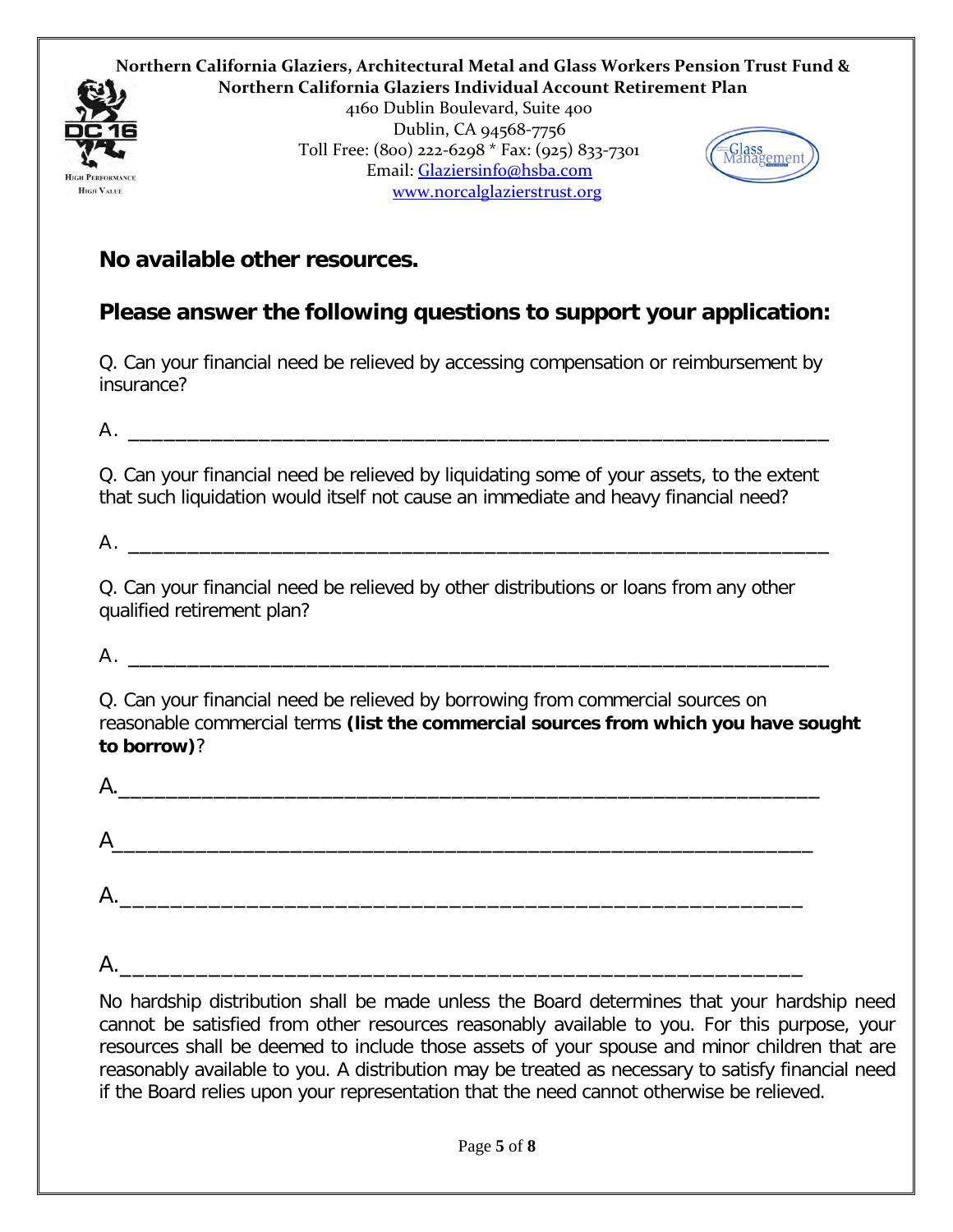**Northern California Glaziers, Architectural Metal and Glass Workers Pension Trust Fund & Northern California Glaziers Individual Account Retirement Plan**

4160 Dublin Boulevard, Suite 400
Dublin, CA 94568-7756
Toll Free: (800) 222-6298 * Fax: (925) 833-7301
Email: Glaziersinfo@hsba.com
www.norcalglazierstrust.org

## No available other resources.

## Please answer the following questions to support your application:

Q. Can your financial need be relieved by accessing compensation or reimbursement by insurance?

A. ______________________________________________________________

Q. Can your financial need be relieved by liquidating some of your assets, to the extent that such liquidation would itself not cause an immediate and heavy financial need?

A. ______________________________________________________________

Q. Can your financial need be relieved by other distributions or loans from any other qualified retirement plan?

A. ______________________________________________________________

Q. Can your financial need be relieved by borrowing from commercial sources on reasonable commercial terms **(list the commercial sources from which you have sought to borrow)**?

A.______________________________________________________________

A_______________________________________________________________

A.______________________________________________________________

A.______________________________________________________________

No hardship distribution shall be made unless the Board determines that your hardship need cannot be satisfied from other resources reasonably available to you. For this purpose, your resources shall be deemed to include those assets of your spouse and minor children that are reasonably available to you. A distribution may be treated as necessary to satisfy financial need if the Board relies upon your representation that the need cannot otherwise be relieved.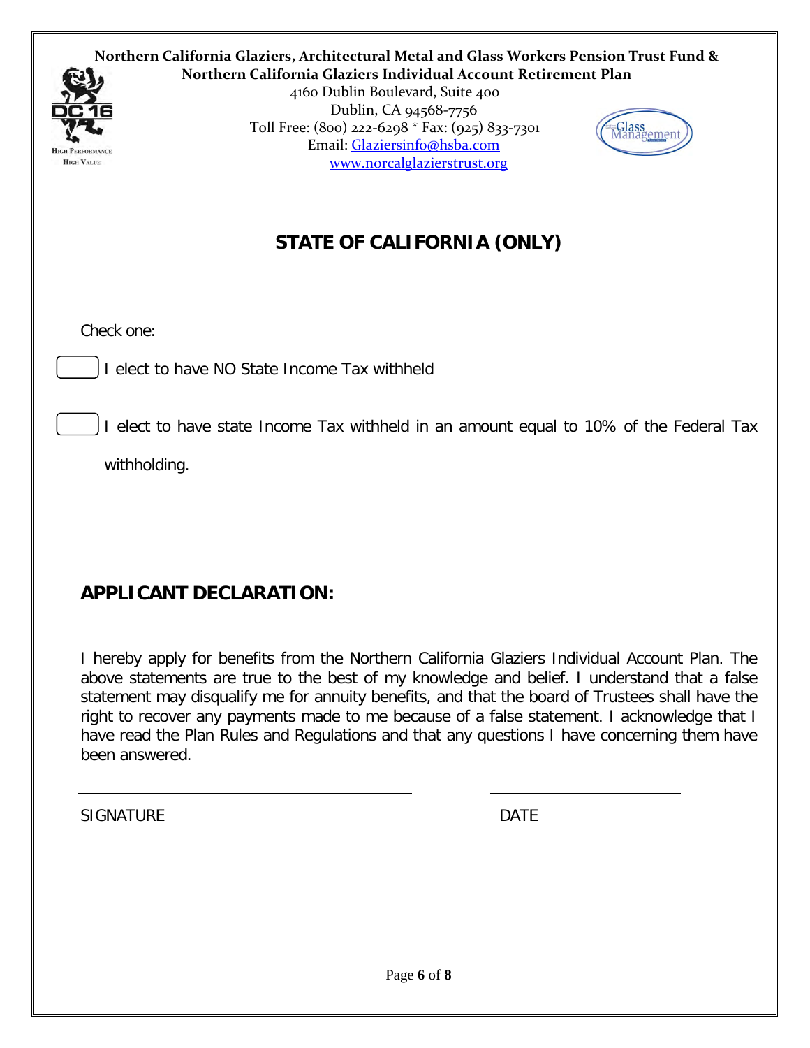**Northern California Glaziers, Architectural Metal and Glass Workers Pension Trust Fund & Northern California Glaziers Individual Account Retirement Plan**

4160 Dublin Boulevard, Suite 400
Dublin, CA 94568-7756
Toll Free: (800) 222-6298 * Fax: (925) 833-7301
Email: Glaziersinfo@hsba.com
www.norcalglazierstrust.org

## STATE OF CALIFORNIA (ONLY)

Check one:

☐ I elect to have NO State Income Tax withheld

☐ I elect to have state Income Tax withheld in an amount equal to 10% of the Federal Tax withholding.

## APPLICANT DECLARATION:

I hereby apply for benefits from the Northern California Glaziers Individual Account Plan. The above statements are true to the best of my knowledge and belief. I understand that a false statement may disqualify me for annuity benefits, and that the board of Trustees shall have the right to recover any payments made to me because of a false statement. I acknowledge that I have read the Plan Rules and Regulations and that any questions I have concerning them have been answered.

\_\_\_\_\_\_\_\_\_\_\_\_\_\_\_\_\_\_\_\_\_\_\_\_\_\_\_\_\_\_\_\_\_\_ \_\_\_\_\_\_\_\_\_\_\_\_\_\_\_\_\_\_\_\_

SIGNATURE DATE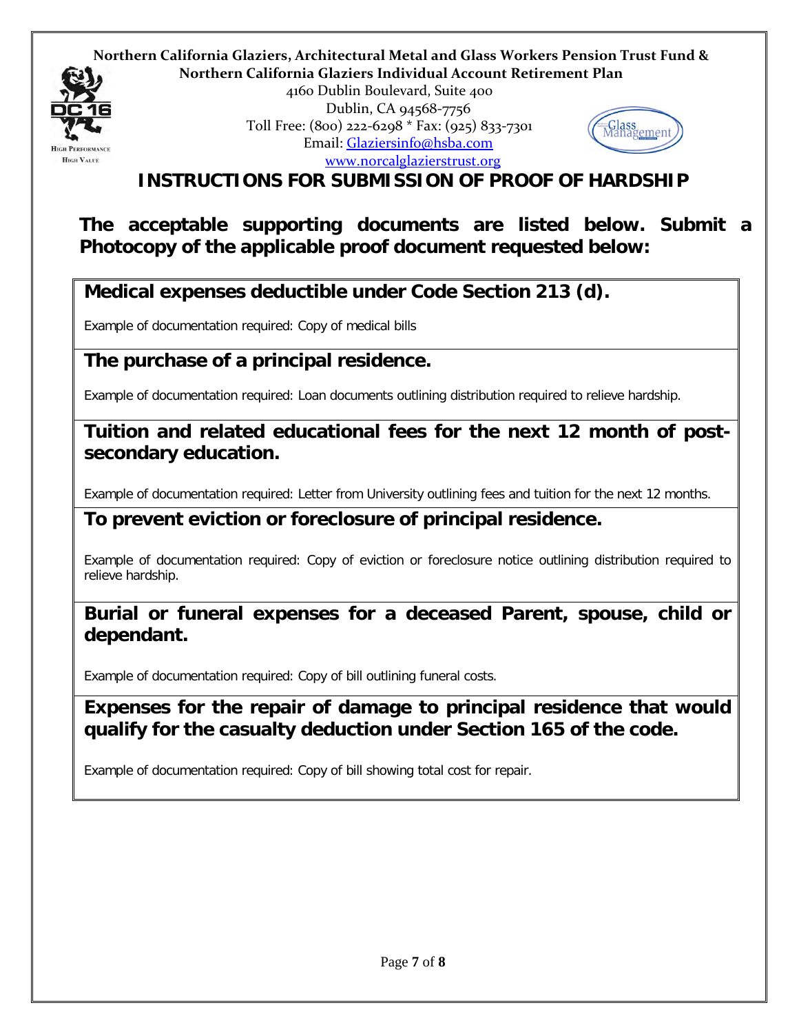**Northern California Glaziers, Architectural Metal and Glass Workers Pension Trust Fund &**
**Northern California Glaziers Individual Account Retirement Plan**
4160 Dublin Boulevard, Suite 400
Dublin, CA 94568-7756
Toll Free: (800) 222-6298 * Fax: (925) 833-7301
Email: Glaziersinfo@hsba.com
www.norcalglazierstrust.org

# INSTRUCTIONS FOR SUBMISSION OF PROOF OF HARDSHIP

**The acceptable supporting documents are listed below. Submit a Photocopy of the applicable proof document requested below:**

### Medical expenses deductible under Code Section 213 (d).

Example of documentation required: Copy of medical bills

### The purchase of a principal residence.

Example of documentation required: Loan documents outlining distribution required to relieve hardship.

### Tuition and related educational fees for the next 12 month of post-secondary education.

Example of documentation required: Letter from University outlining fees and tuition for the next 12 months.

### To prevent eviction or foreclosure of principal residence.

Example of documentation required: Copy of eviction or foreclosure notice outlining distribution required to relieve hardship.

### Burial or funeral expenses for a deceased Parent, spouse, child or dependant.

Example of documentation required: Copy of bill outlining funeral costs.

### Expenses for the repair of damage to principal residence that would qualify for the casualty deduction under Section 165 of the code.

Example of documentation required: Copy of bill showing total cost for repair.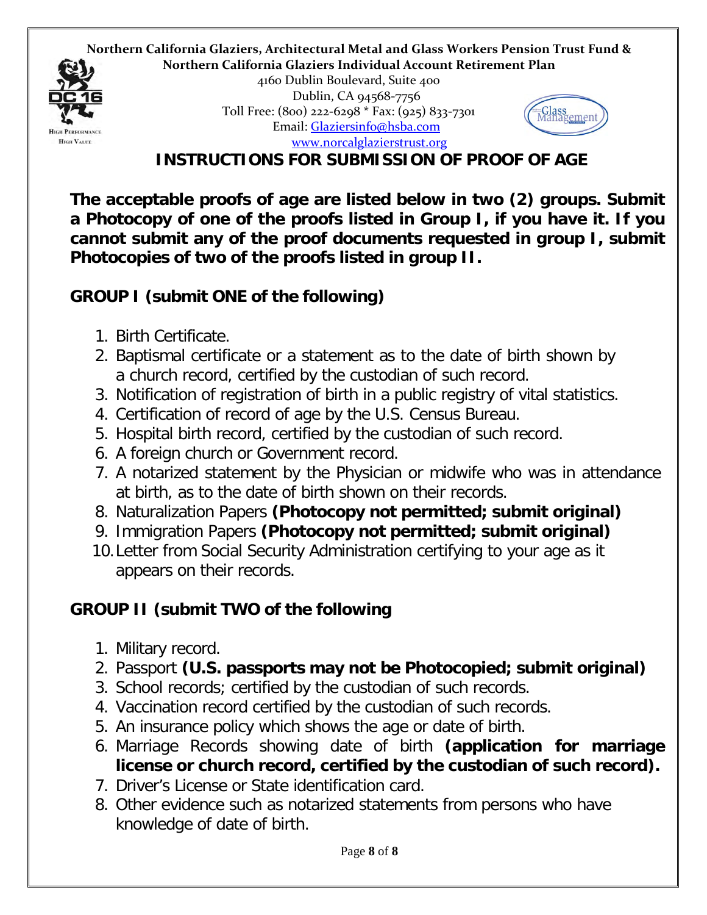**Northern California Glaziers, Architectural Metal and Glass Workers Pension Trust Fund & Northern California Glaziers Individual Account Retirement Plan**

4160 Dublin Boulevard, Suite 400
Dublin, CA 94568-7756
Toll Free: (800) 222-6298 * Fax: (925) 833-7301
Email: Glaziersinfo@hsba.com
www.norcalglazierstrust.org

# INSTRUCTIONS FOR SUBMISSION OF PROOF OF AGE

**The acceptable proofs of age are listed below in two (2) groups. Submit a Photocopy of one of the proofs listed in Group I, if you have it. If you cannot submit any of the proof documents requested in group I, submit Photocopies of two of the proofs listed in group II.**

## GROUP I (submit ONE of the following)

1. Birth Certificate.
2. Baptismal certificate or a statement as to the date of birth shown by a church record, certified by the custodian of such record.
3. Notification of registration of birth in a public registry of vital statistics.
4. Certification of record of age by the U.S. Census Bureau.
5. Hospital birth record, certified by the custodian of such record.
6. A foreign church or Government record.
7. A notarized statement by the Physician or midwife who was in attendance at birth, as to the date of birth shown on their records.
8. Naturalization Papers **(Photocopy not permitted; submit original)**
9. Immigration Papers **(Photocopy not permitted; submit original)**
10. Letter from Social Security Administration certifying to your age as it appears on their records.

## GROUP II (submit TWO of the following

1. Military record.
2. Passport **(U.S. passports may not be Photocopied; submit original)**
3. School records; certified by the custodian of such records.
4. Vaccination record certified by the custodian of such records.
5. An insurance policy which shows the age or date of birth.
6. Marriage Records showing date of birth **(application for marriage license or church record, certified by the custodian of such record).**
7. Driver's License or State identification card.
8. Other evidence such as notarized statements from persons who have knowledge of date of birth.